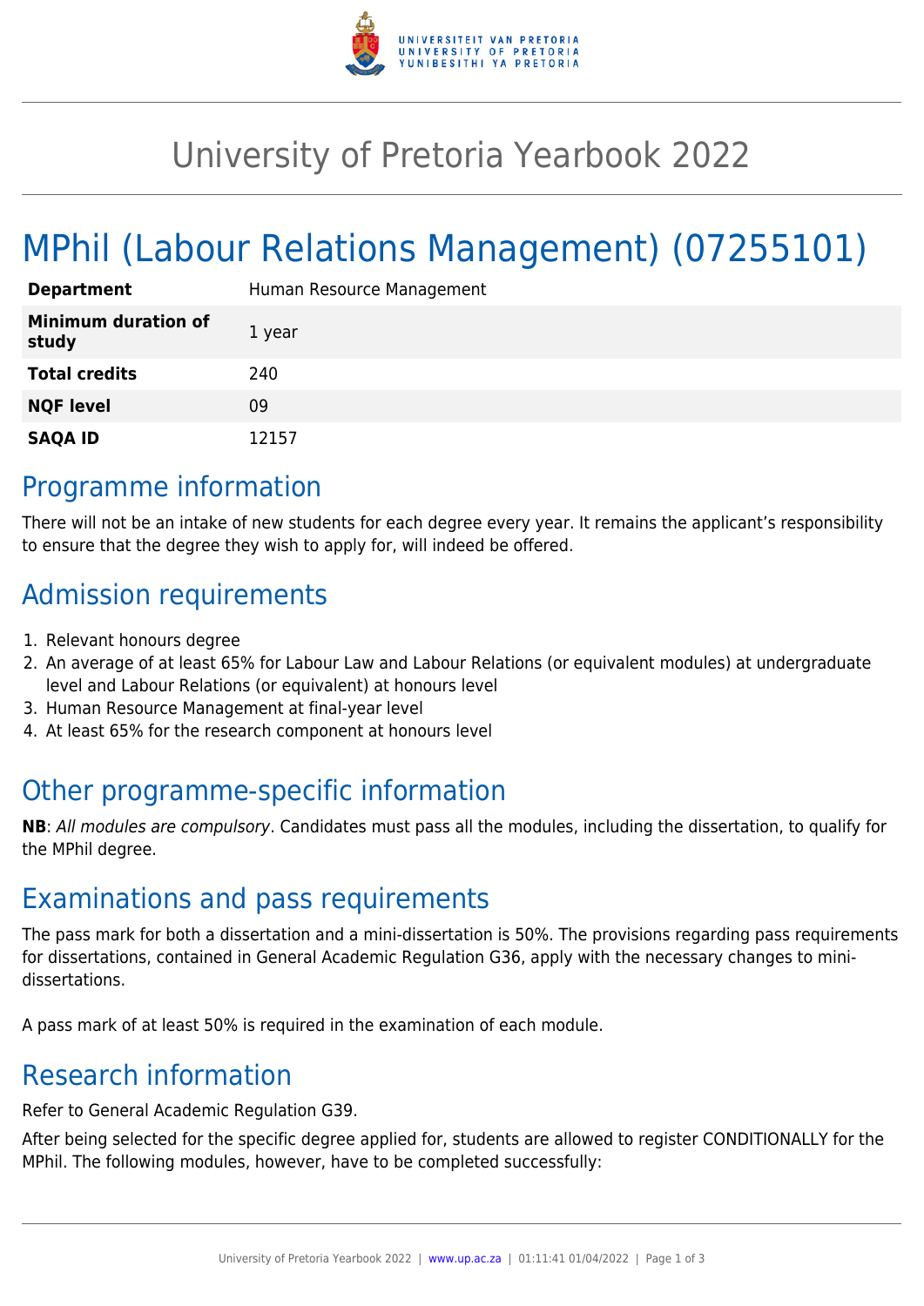# University of Pretoria Yearbook 2022

# MPhil (Labour Relations Management) (07255101)

| | |
|---|---|
| **Department** | Human Resource Management |
| **Minimum duration of study** | 1 year |
| **Total credits** | 240 |
| **NQF level** | 09 |
| **SAQA ID** | 12157 |

## Programme information

There will not be an intake of new students for each degree every year. It remains the applicant's responsibility to ensure that the degree they wish to apply for, will indeed be offered.

## Admission requirements

1. Relevant honours degree
2. An average of at least 65% for Labour Law and Labour Relations (or equivalent modules) at undergraduate level and Labour Relations (or equivalent) at honours level
3. Human Resource Management at final-year level
4. At least 65% for the research component at honours level

## Other programme-specific information

**NB**: *All modules are compulsory*. Candidates must pass all the modules, including the dissertation, to qualify for the MPhil degree.

## Examinations and pass requirements

The pass mark for both a dissertation and a mini-dissertation is 50%. The provisions regarding pass requirements for dissertations, contained in General Academic Regulation G36, apply with the necessary changes to mini-dissertations.

A pass mark of at least 50% is required in the examination of each module.

## Research information

Refer to General Academic Regulation G39.

After being selected for the specific degree applied for, students are allowed to register CONDITIONALLY for the MPhil. The following modules, however, have to be completed successfully: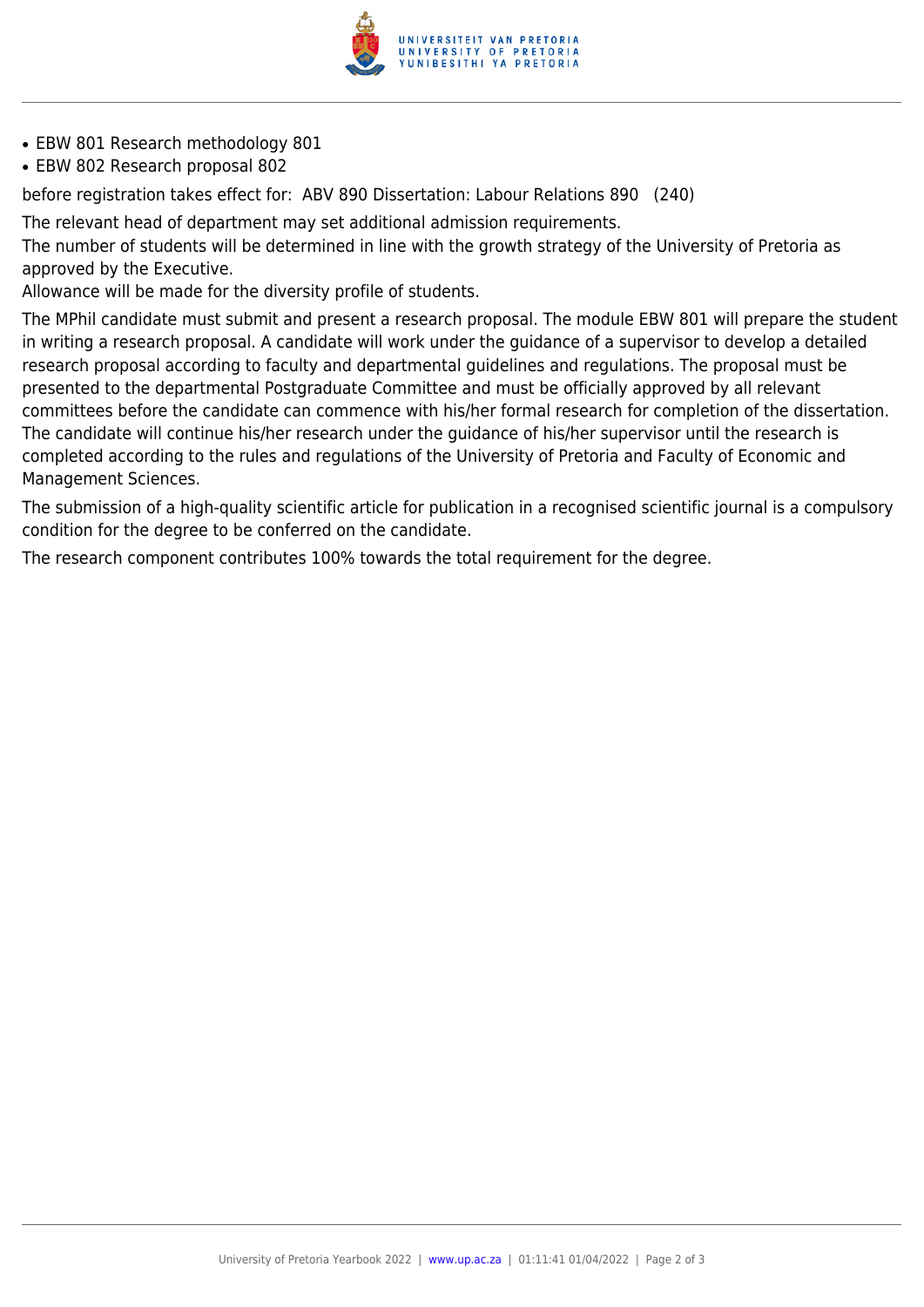- EBW 801 Research methodology 801
- EBW 802 Research proposal 802

before registration takes effect for: ABV 890 Dissertation: Labour Relations 890 (240)

The relevant head of department may set additional admission requirements.

The number of students will be determined in line with the growth strategy of the University of Pretoria as approved by the Executive.

Allowance will be made for the diversity profile of students.

The MPhil candidate must submit and present a research proposal. The module EBW 801 will prepare the student in writing a research proposal. A candidate will work under the guidance of a supervisor to develop a detailed research proposal according to faculty and departmental guidelines and regulations. The proposal must be presented to the departmental Postgraduate Committee and must be officially approved by all relevant committees before the candidate can commence with his/her formal research for completion of the dissertation. The candidate will continue his/her research under the guidance of his/her supervisor until the research is completed according to the rules and regulations of the University of Pretoria and Faculty of Economic and Management Sciences.

The submission of a high-quality scientific article for publication in a recognised scientific journal is a compulsory condition for the degree to be conferred on the candidate.

The research component contributes 100% towards the total requirement for the degree.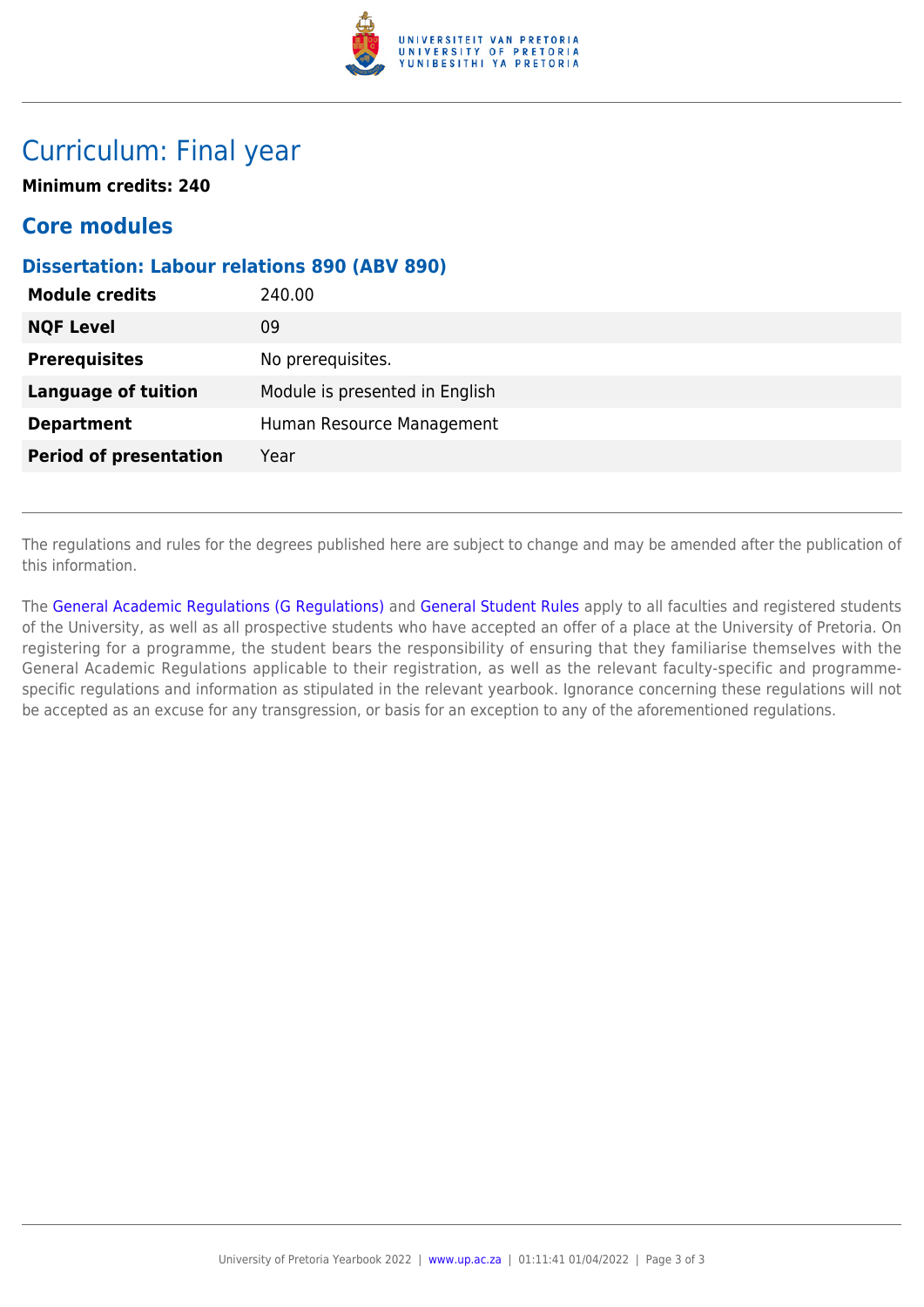# Curriculum: Final year

**Minimum credits: 240**

## Core modules

### Dissertation: Labour relations 890 (ABV 890)

| | |
|---|---|
| **Module credits** | 240.00 |
| **NQF Level** | 09 |
| **Prerequisites** | No prerequisites. |
| **Language of tuition** | Module is presented in English |
| **Department** | Human Resource Management |
| **Period of presentation** | Year |

The regulations and rules for the degrees published here are subject to change and may be amended after the publication of this information.

The General Academic Regulations (G Regulations) and General Student Rules apply to all faculties and registered students of the University, as well as all prospective students who have accepted an offer of a place at the University of Pretoria. On registering for a programme, the student bears the responsibility of ensuring that they familiarise themselves with the General Academic Regulations applicable to their registration, as well as the relevant faculty-specific and programme-specific regulations and information as stipulated in the relevant yearbook. Ignorance concerning these regulations will not be accepted as an excuse for any transgression, or basis for an exception to any of the aforementioned regulations.